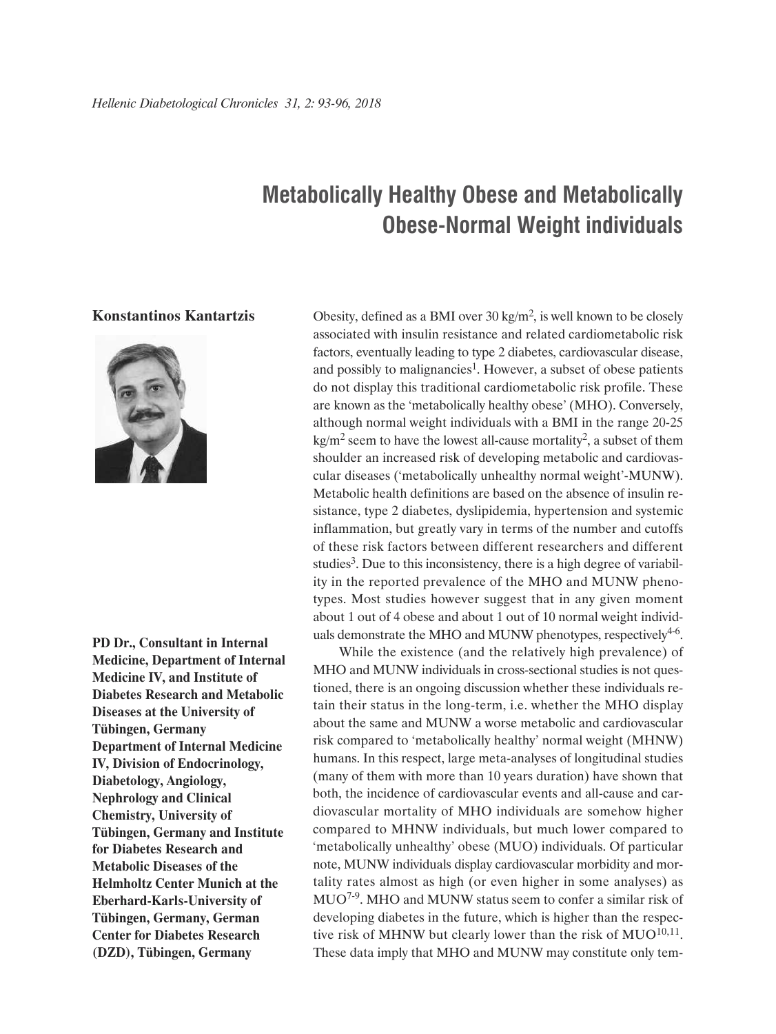# Metabolically Healthy Obese and Metabolically Obese-Normal Weight individuals

**Konstantinos Kantartzis**

**PD Dr., Consultant in Internal Medicine, Department of Internal Medicine IV, and Institute of Diabetes Research and Metabolic Diseases at the University of Tübingen, Germany**
**Department of Internal Medicine IV, Division of Endocrinology, Diabetology, Angiology, Nephrology and Clinical Chemistry, University of Tübingen, Germany and Institute for Diabetes Research and Metabolic Diseases of the Helmholtz Center Munich at the Eberhard-Karls-University of Tübingen, Germany, German Center for Diabetes Research (DZD), Tübingen, Germany**

Obesity, defined as a BMI over 30 kg/m$^2$, is well known to be closely associated with insulin resistance and related cardiometabolic risk factors, eventually leading to type 2 diabetes, cardiovascular disease, and possibly to malignancies[1]. However, a subset of obese patients do not display this traditional cardiometabolic risk profile. These are known as the 'metabolically healthy obese' (MHO). Conversely, although normal weight individuals with a BMI in the range 20-25 kg/m$^2$ seem to have the lowest all-cause mortality[2], a subset of them shoulder an increased risk of developing metabolic and cardiovascular diseases ('metabolically unhealthy normal weight'-MUNW). Metabolic health definitions are based on the absence of insulin resistance, type 2 diabetes, dyslipidemia, hypertension and systemic inflammation, but greatly vary in terms of the number and cutoffs of these risk factors between different researchers and different studies[3]. Due to this inconsistency, there is a high degree of variability in the reported prevalence of the MHO and MUNW phenotypes. Most studies however suggest that in any given moment about 1 out of 4 obese and about 1 out of 10 normal weight individuals demonstrate the MHO and MUNW phenotypes, respectively[4-6].

While the existence (and the relatively high prevalence) of MHO and MUNW individuals in cross-sectional studies is not questioned, there is an ongoing discussion whether these individuals retain their status in the long-term, i.e. whether the MHO display about the same and MUNW a worse metabolic and cardiovascular risk compared to 'metabolically healthy' normal weight (MHNW) humans. In this respect, large meta-analyses of longitudinal studies (many of them with more than 10 years duration) have shown that both, the incidence of cardiovascular events and all-cause and cardiovascular mortality of MHO individuals are somehow higher compared to MHNW individuals, but much lower compared to 'metabolically unhealthy' obese (MUO) individuals. Of particular note, MUNW individuals display cardiovascular morbidity and mortality rates almost as high (or even higher in some analyses) as MUO[7-9]. MHO and MUNW status seem to confer a similar risk of developing diabetes in the future, which is higher than the respective risk of MHNW but clearly lower than the risk of MUO[10,11]. These data imply that MHO and MUNW may constitute only tem-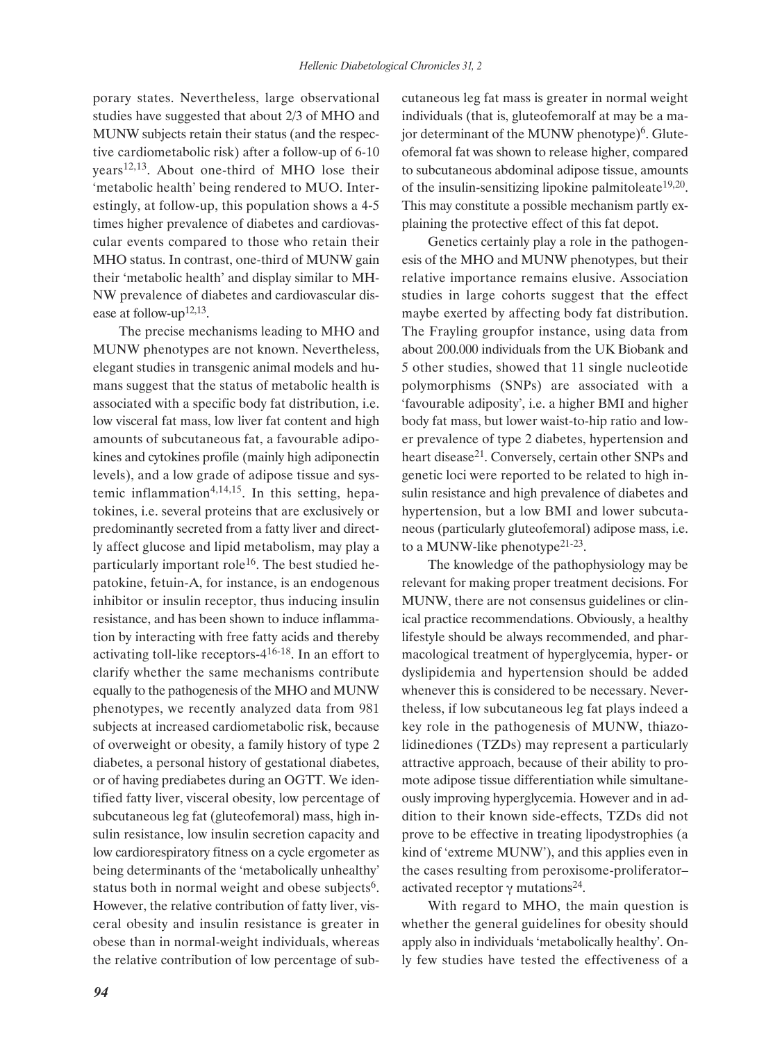porary states. Nevertheless, large observational studies have suggested that about 2/3 of MHO and MUNW subjects retain their status (and the respective cardiometabolic risk) after a follow-up of 6-10 years[12,13]. About one-third of MHO lose their 'metabolic health' being rendered to MUO. Interestingly, at follow-up, this population shows a 4-5 times higher prevalence of diabetes and cardiovascular events compared to those who retain their MHO status. In contrast, one-third of MUNW gain their 'metabolic health' and display similar to MH-NW prevalence of diabetes and cardiovascular disease at follow-up[12,13].

The precise mechanisms leading to MHO and MUNW phenotypes are not known. Nevertheless, elegant studies in transgenic animal models and humans suggest that the status of metabolic health is associated with a specific body fat distribution, i.e. low visceral fat mass, low liver fat content and high amounts of subcutaneous fat, a favourable adipokines and cytokines profile (mainly high adiponectin levels), and a low grade of adipose tissue and systemic inflammation[4,14,15]. In this setting, hepatokines, i.e. several proteins that are exclusively or predominantly secreted from a fatty liver and directly affect glucose and lipid metabolism, may play a particularly important role[16]. The best studied hepatokine, fetuin-A, for instance, is an endogenous inhibitor or insulin receptor, thus inducing insulin resistance, and has been shown to induce inflammation by interacting with free fatty acids and thereby activating toll-like receptors-4[16-18]. In an effort to clarify whether the same mechanisms contribute equally to the pathogenesis of the MHO and MUNW phenotypes, we recently analyzed data from 981 subjects at increased cardiometabolic risk, because of overweight or obesity, a family history of type 2 diabetes, a personal history of gestational diabetes, or of having prediabetes during an OGTT. We identified fatty liver, visceral obesity, low percentage of subcutaneous leg fat (gluteofemoral) mass, high insulin resistance, low insulin secretion capacity and low cardiorespiratory fitness on a cycle ergometer as being determinants of the 'metabolically unhealthy' status both in normal weight and obese subjects[6]. However, the relative contribution of fatty liver, visceral obesity and insulin resistance is greater in obese than in normal-weight individuals, whereas the relative contribution of low percentage of subcutaneous leg fat mass is greater in normal weight individuals (that is, gluteofemoralf at may be a major determinant of the MUNW phenotype)[6]. Gluteofemoral fat was shown to release higher, compared to subcutaneous abdominal adipose tissue, amounts of the insulin-sensitizing lipokine palmitoleate[19,20]. This may constitute a possible mechanism partly explaining the protective effect of this fat depot.

Genetics certainly play a role in the pathogenesis of the MHO and MUNW phenotypes, but their relative importance remains elusive. Association studies in large cohorts suggest that the effect maybe exerted by affecting body fat distribution. The Frayling groupfor instance, using data from about 200.000 individuals from the UK Biobank and 5 other studies, showed that 11 single nucleotide polymorphisms (SNPs) are associated with a 'favourable adiposity', i.e. a higher BMI and higher body fat mass, but lower waist-to-hip ratio and lower prevalence of type 2 diabetes, hypertension and heart disease[21]. Conversely, certain other SNPs and genetic loci were reported to be related to high insulin resistance and high prevalence of diabetes and hypertension, but a low BMI and lower subcutaneous (particularly gluteofemoral) adipose mass, i.e. to a MUNW-like phenotype[21-23].

The knowledge of the pathophysiology may be relevant for making proper treatment decisions. For MUNW, there are not consensus guidelines or clinical practice recommendations. Obviously, a healthy lifestyle should be always recommended, and pharmacological treatment of hyperglycemia, hyper- or dyslipidemia and hypertension should be added whenever this is considered to be necessary. Nevertheless, if low subcutaneous leg fat plays indeed a key role in the pathogenesis of MUNW, thiazolidinediones (TZDs) may represent a particularly attractive approach, because of their ability to promote adipose tissue differentiation while simultaneously improving hyperglycemia. However and in addition to their known side-effects, TZDs did not prove to be effective in treating lipodystrophies (a kind of 'extreme MUNW'), and this applies even in the cases resulting from peroxisome-proliferator–activated receptor $\gamma$ mutations[24].

With regard to MHO, the main question is whether the general guidelines for obesity should apply also in individuals 'metabolically healthy'. Only few studies have tested the effectiveness of a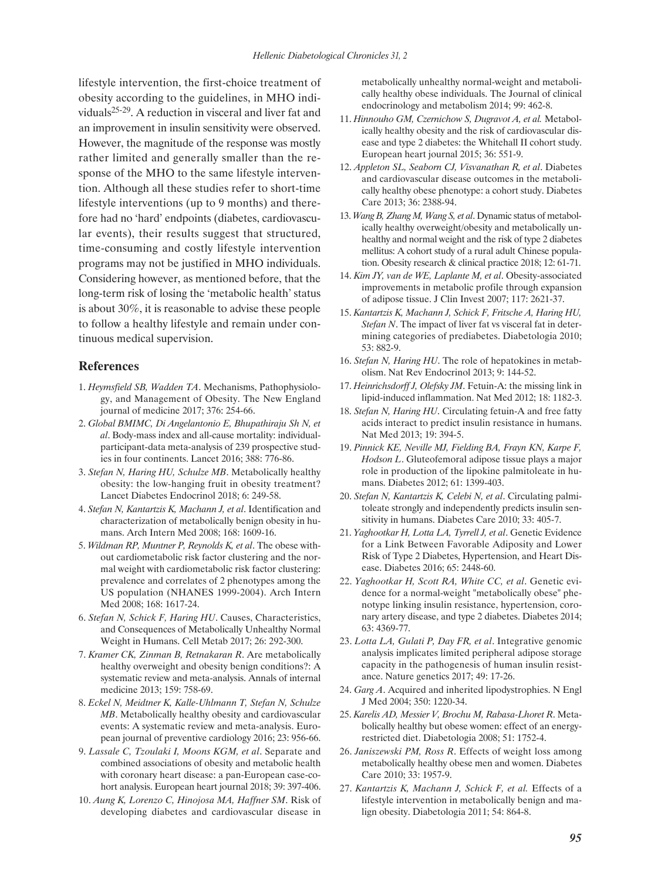lifestyle intervention, the first-choice treatment of obesity according to the guidelines, in MHO individuals[25-29]. A reduction in visceral and liver fat and an improvement in insulin sensitivity were observed. However, the magnitude of the response was mostly rather limited and generally smaller than the response of the MHO to the same lifestyle intervention. Although all these studies refer to short-time lifestyle interventions (up to 9 months) and therefore had no 'hard' endpoints (diabetes, cardiovascular events), their results suggest that structured, time-consuming and costly lifestyle intervention programs may not be justified in MHO individuals. Considering however, as mentioned before, that the long-term risk of losing the 'metabolic health' status is about 30%, it is reasonable to advise these people to follow a healthy lifestyle and remain under continuous medical supervision.

## References

1. *Heymsfield SB, Wadden TA*. Mechanisms, Pathophysiology, and Management of Obesity. The New England journal of medicine 2017; 376: 254-66.
2. *Global BMIMC, Di Angelantonio E, Bhupathiraju Sh N, et al*. Body-mass index and all-cause mortality: individual-participant-data meta-analysis of 239 prospective studies in four continents. Lancet 2016; 388: 776-86.
3. *Stefan N, Haring HU, Schulze MB*. Metabolically healthy obesity: the low-hanging fruit in obesity treatment? Lancet Diabetes Endocrinol 2018; 6: 249-58.
4. *Stefan N, Kantartzis K, Machann J, et al*. Identification and characterization of metabolically benign obesity in humans. Arch Intern Med 2008; 168: 1609-16.
5. *Wildman RP, Muntner P, Reynolds K, et al*. The obese without cardiometabolic risk factor clustering and the normal weight with cardiometabolic risk factor clustering: prevalence and correlates of 2 phenotypes among the US population (NHANES 1999-2004). Arch Intern Med 2008; 168: 1617-24.
6. *Stefan N, Schick F, Haring HU*. Causes, Characteristics, and Consequences of Metabolically Unhealthy Normal Weight in Humans. Cell Metab 2017; 26: 292-300.
7. *Kramer CK, Zinman B, Retnakaran R*. Are metabolically healthy overweight and obesity benign conditions?: A systematic review and meta-analysis. Annals of internal medicine 2013; 159: 758-69.
8. *Eckel N, Meidtner K, Kalle-Uhlmann T, Stefan N, Schulze MB*. Metabolically healthy obesity and cardiovascular events: A systematic review and meta-analysis. European journal of preventive cardiology 2016; 23: 956-66.
9. *Lassale C, Tzoulaki I, Moons KGM, et al*. Separate and combined associations of obesity and metabolic health with coronary heart disease: a pan-European case-cohort analysis. European heart journal 2018; 39: 397-406.
10. *Aung K, Lorenzo C, Hinojosa MA, Haffner SM*. Risk of developing diabetes and cardiovascular disease in metabolically unhealthy normal-weight and metabolically healthy obese individuals. The Journal of clinical endocrinology and metabolism 2014; 99: 462-8.
11. *Hinnouho GM, Czernichow S, Dugravot A, et al.* Metabolically healthy obesity and the risk of cardiovascular disease and type 2 diabetes: the Whitehall II cohort study. European heart journal 2015; 36: 551-9.
12. *Appleton SL, Seaborn CJ, Visvanathan R, et al*. Diabetes and cardiovascular disease outcomes in the metabolically healthy obese phenotype: a cohort study. Diabetes Care 2013; 36: 2388-94.
13. *Wang B, Zhang M, Wang S, et al*. Dynamic status of metabolically healthy overweight/obesity and metabolically unhealthy and normal weight and the risk of type 2 diabetes mellitus: A cohort study of a rural adult Chinese population. Obesity research & clinical practice 2018; 12: 61-71.
14. *Kim JY, van de WE, Laplante M, et al*. Obesity-associated improvements in metabolic profile through expansion of adipose tissue. J Clin Invest 2007; 117: 2621-37.
15. *Kantartzis K, Machann J, Schick F, Fritsche A, Haring HU, Stefan N*. The impact of liver fat vs visceral fat in determining categories of prediabetes. Diabetologia 2010; 53: 882-9.
16. *Stefan N, Haring HU*. The role of hepatokines in metabolism. Nat Rev Endocrinol 2013; 9: 144-52.
17. *Heinrichsdorff J, Olefsky JM*. Fetuin-A: the missing link in lipid-induced inflammation. Nat Med 2012; 18: 1182-3.
18. *Stefan N, Haring HU*. Circulating fetuin-A and free fatty acids interact to predict insulin resistance in humans. Nat Med 2013; 19: 394-5.
19. *Pinnick KE, Neville MJ, Fielding BA, Frayn KN, Karpe F, Hodson L*. Gluteofemoral adipose tissue plays a major role in production of the lipokine palmitoleate in humans. Diabetes 2012; 61: 1399-403.
20. *Stefan N, Kantartzis K, Celebi N, et al*. Circulating palmitoleate strongly and independently predicts insulin sensitivity in humans. Diabetes Care 2010; 33: 405-7.
21. *Yaghootkar H, Lotta LA, Tyrrell J, et al*. Genetic Evidence for a Link Between Favorable Adiposity and Lower Risk of Type 2 Diabetes, Hypertension, and Heart Disease. Diabetes 2016; 65: 2448-60.
22. *Yaghootkar H, Scott RA, White CC, et al*. Genetic evidence for a normal-weight "metabolically obese" phenotype linking insulin resistance, hypertension, coronary artery disease, and type 2 diabetes. Diabetes 2014; 63: 4369-77.
23. *Lotta LA, Gulati P, Day FR, et al*. Integrative genomic analysis implicates limited peripheral adipose storage capacity in the pathogenesis of human insulin resistance. Nature genetics 2017; 49: 17-26.
24. *Garg A*. Acquired and inherited lipodystrophies. N Engl J Med 2004; 350: 1220-34.
25. *Karelis AD, Messier V, Brochu M, Rabasa-Lhoret R*. Metabolically healthy but obese women: effect of an energy-restricted diet. Diabetologia 2008; 51: 1752-4.
26. *Janiszewski PM, Ross R*. Effects of weight loss among metabolically healthy obese men and women. Diabetes Care 2010; 33: 1957-9.
27. *Kantartzis K, Machann J, Schick F, et al.* Effects of a lifestyle intervention in metabolically benign and malign obesity. Diabetologia 2011; 54: 864-8.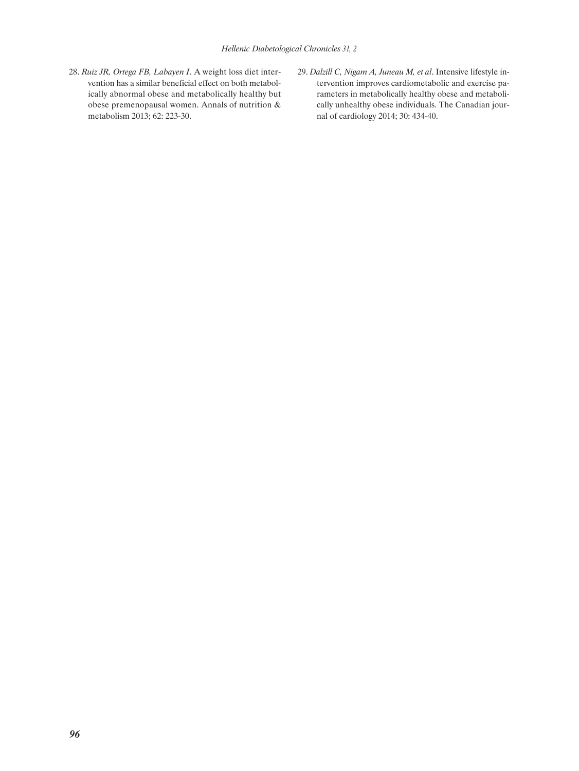28. *Ruiz JR, Ortega FB, Labayen I*. A weight loss diet intervention has a similar beneficial effect on both metabolically abnormal obese and metabolically healthy but obese premenopausal women. Annals of nutrition & metabolism 2013; 62: 223-30.

29. *Dalzill C, Nigam A, Juneau M, et al*. Intensive lifestyle intervention improves cardiometabolic and exercise parameters in metabolically healthy obese and metabolically unhealthy obese individuals. The Canadian journal of cardiology 2014; 30: 434-40.